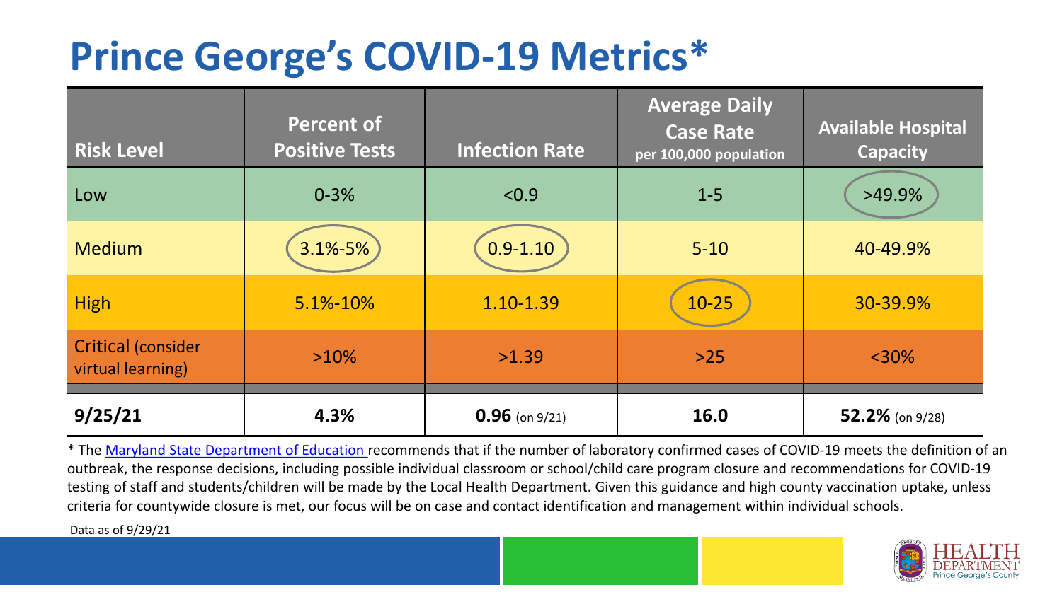# Prince George's COVID-19 Metrics*

| Risk Level | Percent of Positive Tests | Infection Rate | Average Daily Case Rate per 100,000 population | Available Hospital Capacity |
|---|---|---|---|---|
| Low | 0-3% | <0.9 | 1-5 | >49.9% |
| Medium | 3.1%-5% | 0.9-1.10 | 5-10 | 40-49.9% |
| High | 5.1%-10% | 1.10-1.39 | 10-25 | 30-39.9% |
| Critical (consider virtual learning) | >10% | >1.39 | >25 | <30% |
| **9/25/21** | **4.3%** | **0.96** (on 9/21) | **16.0** | **52.2%** (on 9/28) |

* The Maryland State Department of Education recommends that if the number of laboratory confirmed cases of COVID-19 meets the definition of an outbreak, the response decisions, including possible individual classroom or school/child care program closure and recommendations for COVID-19 testing of staff and students/children will be made by the Local Health Department. Given this guidance and high county vaccination uptake, unless criteria for countywide closure is met, our focus will be on case and contact identification and management within individual schools.

Data as of 9/29/21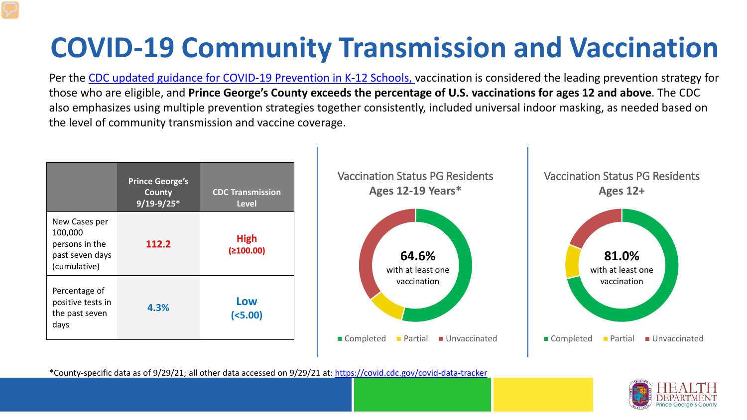# COVID-19 Community Transmission and Vaccination

Per the [CDC updated guidance for COVID-19 Prevention in K-12 Schools,](#) vaccination is considered the leading prevention strategy for those who are eligible, and **Prince George's County exceeds the percentage of U.S. vaccinations for ages 12 and above**. The CDC also emphasizes using multiple prevention strategies together consistently, included universal indoor masking, as needed based on the level of community transmission and vaccine coverage.

| | Prince George's County 9/19-9/25* | CDC Transmission Level |
|---|---|---|
| New Cases per 100,000 persons in the past seven days (cumulative) | 112.2 | High (≥100.00) |
| Percentage of positive tests in the past seven days | 4.3% | Low (<5.00) |

**Vaccination Status PG Residents Ages 12-19 Years***

64.6% with at least one vaccination

Completed | Partial | Unvaccinated

**Vaccination Status PG Residents Ages 12+**

81.0% with at least one vaccination

Completed | Partial | Unvaccinated

*County-specific data as of 9/29/21; all other data accessed on 9/29/21 at: https://covid.cdc.gov/covid-data-tracker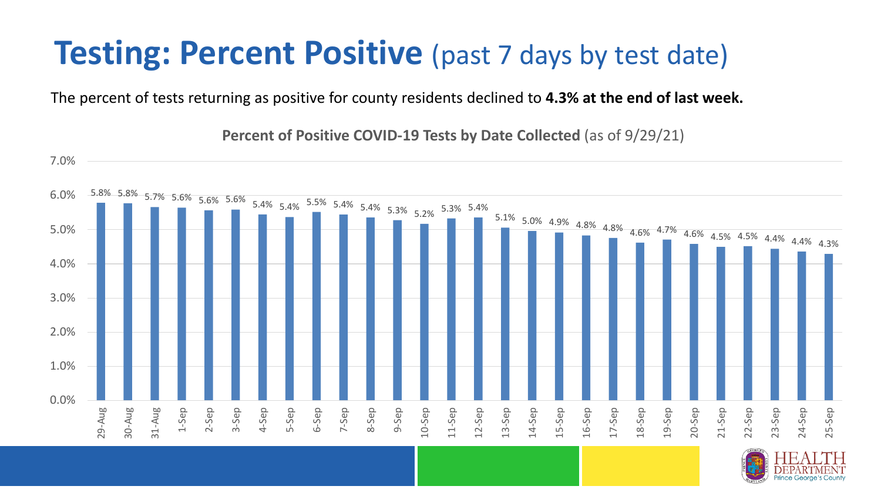# Testing: Percent Positive (past 7 days by test date)

The percent of tests returning as positive for county residents declined to **4.3% at the end of last week.**

**Percent of Positive COVID-19 Tests by Date Collected** (as of 9/29/21)

| Date | Percent Positive |
|---|---|
| 29-Aug | 5.8% |
| 30-Aug | 5.8% |
| 31-Aug | 5.7% |
| 1-Sep | 5.6% |
| 2-Sep | 5.6% |
| 3-Sep | 5.6% |
| 4-Sep | 5.4% |
| 5-Sep | 5.4% |
| 6-Sep | 5.5% |
| 7-Sep | 5.4% |
| 8-Sep | 5.4% |
| 9-Sep | 5.3% |
| 10-Sep | 5.2% |
| 11-Sep | 5.3% |
| 12-Sep | 5.4% |
| 13-Sep | 5.1% |
| 14-Sep | 5.0% |
| 15-Sep | 4.9% |
| 16-Sep | 4.8% |
| 17-Sep | 4.8% |
| 18-Sep | 4.6% |
| 19-Sep | 4.7% |
| 20-Sep | 4.6% |
| 21-Sep | 4.5% |
| 22-Sep | 4.5% |
| 23-Sep | 4.4% |
| 24-Sep | 4.4% |
| 25-Sep | 4.3% |

HEALTH DEPARTMENT Prince George's County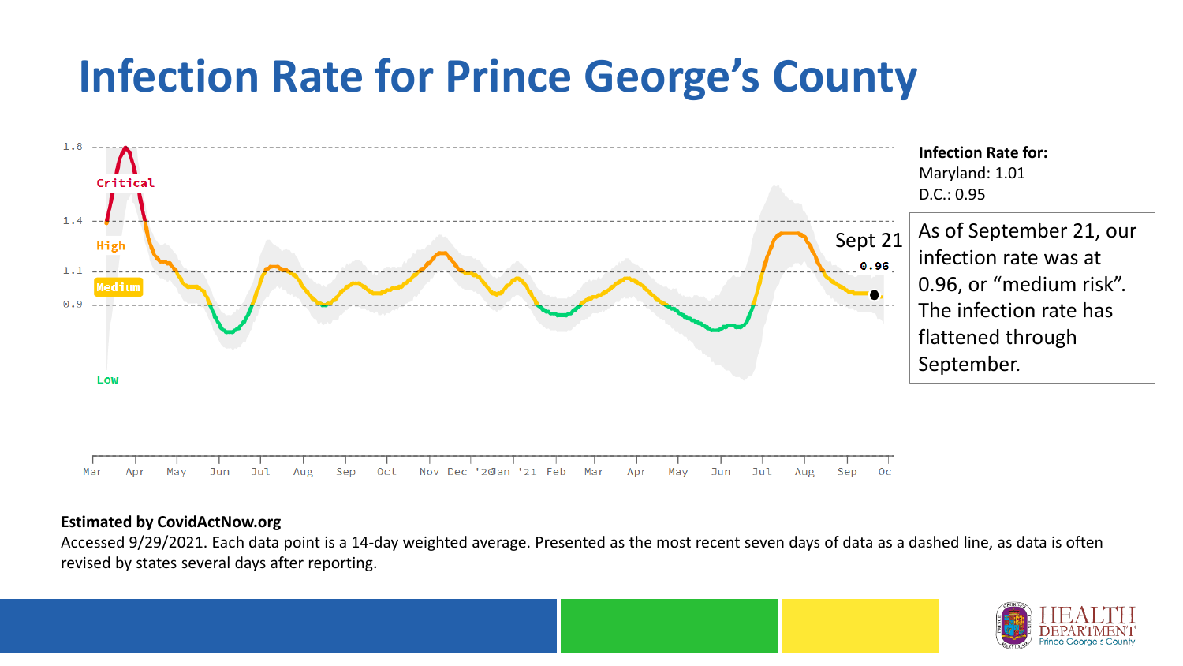# Infection Rate for Prince George's County

**Infection Rate for:**
Maryland: 1.01
D.C.: 0.95

As of September 21, our infection rate was at 0.96, or "medium risk". The infection rate has flattened through September.

**Estimated by CovidActNow.org**

Accessed 9/29/2021. Each data point is a 14-day weighted average. Presented as the most recent seven days of data as a dashed line, as data is often revised by states several days after reporting.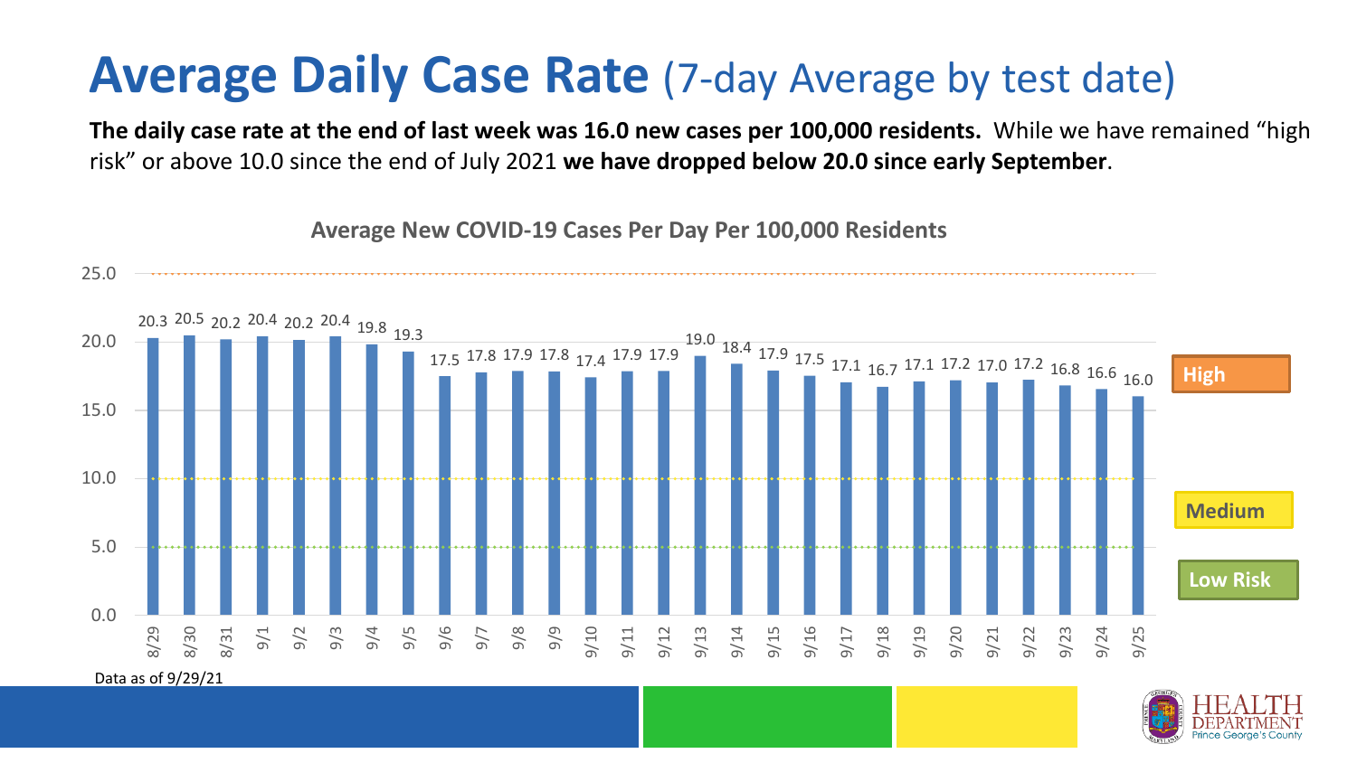# Average Daily Case Rate (7-day Average by test date)

**The daily case rate at the end of last week was 16.0 new cases per 100,000 residents.** While we have remained "high risk" or above 10.0 since the end of July 2021 **we have dropped below 20.0 since early September**.

**Average New COVID-19 Cases Per Day Per 100,000 Residents**

| Date | Rate |
|---|---|
| 8/29 | 20.3 |
| 8/30 | 20.5 |
| 8/31 | 20.2 |
| 9/1 | 20.4 |
| 9/2 | 20.2 |
| 9/3 | 20.4 |
| 9/4 | 19.8 |
| 9/5 | 19.3 |
| 9/6 | 17.5 |
| 9/7 | 17.8 |
| 9/8 | 17.9 |
| 9/9 | 17.8 |
| 9/10 | 17.4 |
| 9/11 | 17.9 |
| 9/12 | 17.9 |
| 9/13 | 19.0 |
| 9/14 | 18.4 |
| 9/15 | 17.9 |
| 9/16 | 17.5 |
| 9/17 | 17.1 |
| 9/18 | 16.7 |
| 9/19 | 17.1 |
| 9/20 | 17.2 |
| 9/21 | 17.0 |
| 9/22 | 17.2 |
| 9/23 | 16.8 |
| 9/24 | 16.6 |
| 9/25 | 16.0 |

High

Medium

Low Risk

Data as of 9/29/21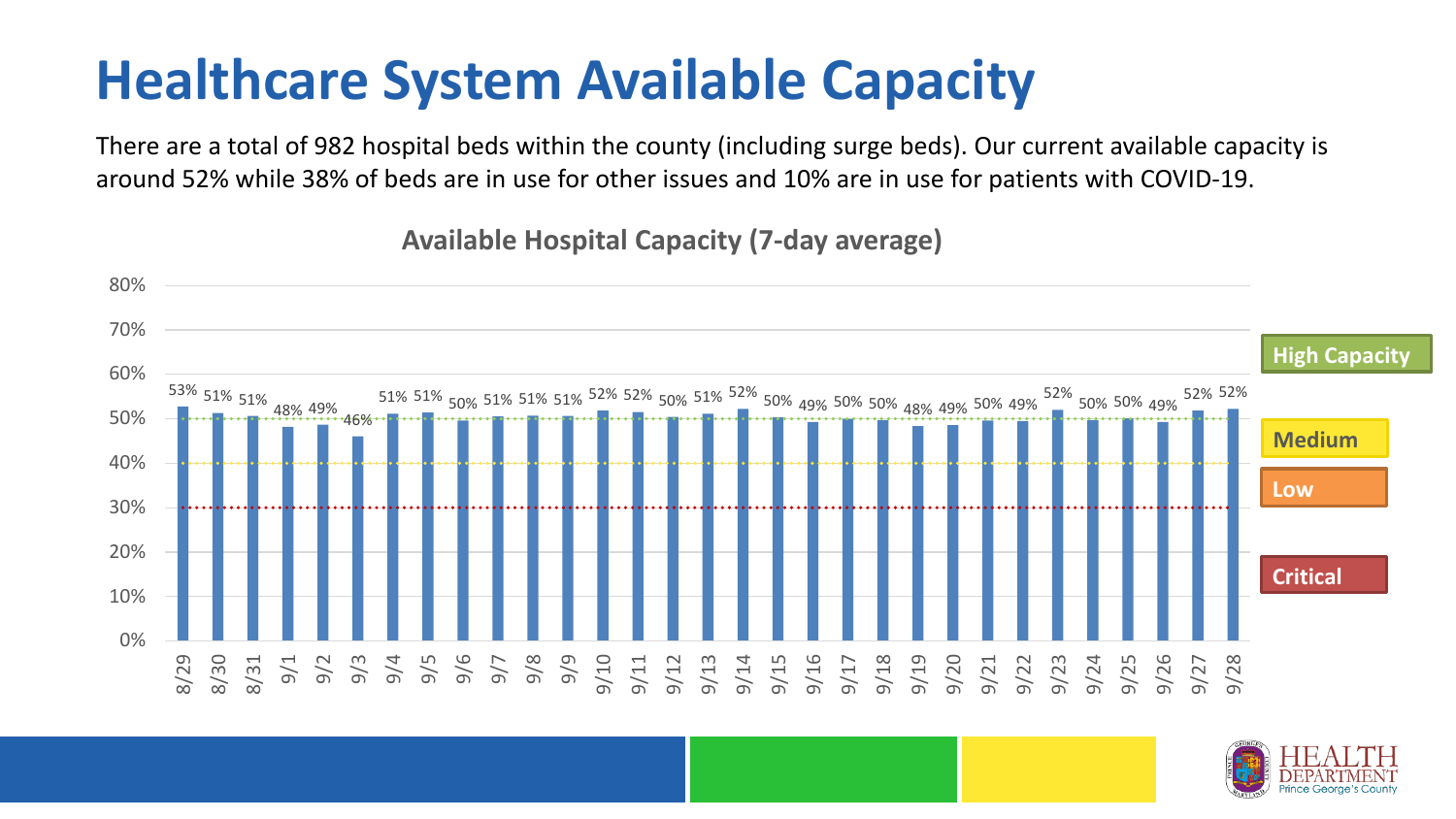# Healthcare System Available Capacity

There are a total of 982 hospital beds within the county (including surge beds). Our current available capacity is around 52% while 38% of beds are in use for other issues and 10% are in use for patients with COVID-19.

**Available Hospital Capacity (7-day average)**

80%
70%
60%
50%
40%
30%
20%
10%
0%

8/29 53%
8/30 51%
8/31 51%
9/1 48%
9/2 49%
9/3 46%
9/4 51%
9/5 51%
9/6 50%
9/7 51%
9/8 51%
9/9 51%
9/10 52%
9/11 52%
9/12 50%
9/13 51%
9/14 52%
9/15 50%
9/16 49%
9/17 50%
9/18 50%
9/19 48%
9/20 49%
9/21 50%
9/22 49%
9/23 52%
9/24 50%
9/25 50%
9/26 49%
9/27 52%
9/28 52%

High Capacity
Medium
Low
Critical